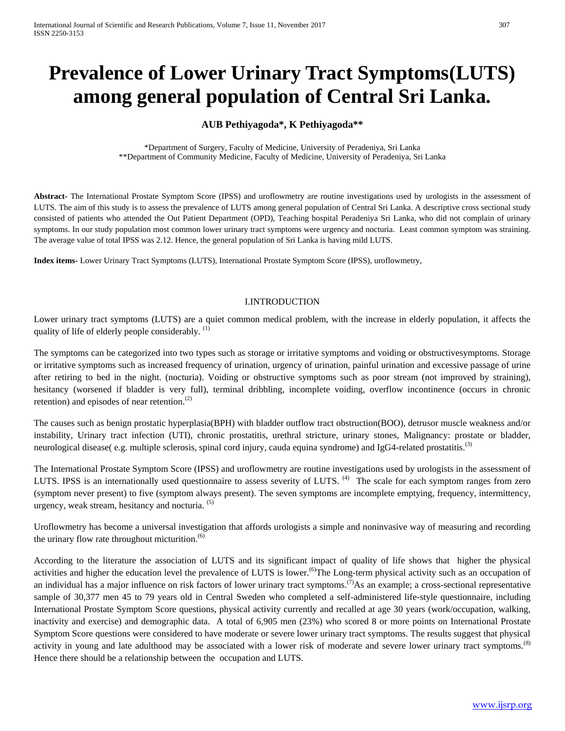# Prevalence of Lower Urinary Tract Symptoms(LUTS) among general population of Central Sri Lanka.

**AUB Pethiyagoda\*, K Pethiyagoda\*\***

\*Department of Surgery, Faculty of Medicine, University of Peradeniya, Sri Lanka
\*\*Department of Community Medicine, Faculty of Medicine, University of Peradeniya, Sri Lanka

**Abstract-** The International Prostate Symptom Score (IPSS) and uroflowmetry are routine investigations used by urologists in the assessment of LUTS. The aim of this study is to assess the prevalence of LUTS among general population of Central Sri Lanka. A descriptive cross sectional study consisted of patients who attended the Out Patient Department (OPD), Teaching hospital Peradeniya Sri Lanka, who did not complain of urinary symptoms. In our study population most common lower urinary tract symptoms were urgency and nocturia. Least common symptom was straining. The average value of total IPSS was 2.12. Hence, the general population of Sri Lanka is having mild LUTS.

**Index items-** Lower Urinary Tract Symptoms (LUTS), International Prostate Symptom Score (IPSS), uroflowmetry,

## I.INTRODUCTION

Lower urinary tract symptoms (LUTS) are a quiet common medical problem, with the increase in elderly population, it affects the quality of life of elderly people considerably. [(1)]

The symptoms can be categorized into two types such as storage or irritative symptoms and voiding or obstructivesymptoms. Storage or irritative symptoms such as increased frequency of urination, urgency of urination, painful urination and excessive passage of urine after retiring to bed in the night. (nocturia). Voiding or obstructive symptoms such as poor stream (not improved by straining), hesitancy (worsened if bladder is very full), terminal dribbling, incomplete voiding, overflow incontinence (occurs in chronic retention) and episodes of near retention.[(2)]

The causes such as benign prostatic hyperplasia(BPH) with bladder outflow tract obstruction(BOO), detrusor muscle weakness and/or instability, Urinary tract infection (UTI), chronic prostatitis, urethral stricture, urinary stones, Malignancy: prostate or bladder, neurological disease( e.g. multiple sclerosis, spinal cord injury, cauda equina syndrome) and IgG4-related prostatitis.[(3)]

The International Prostate Symptom Score (IPSS) and uroflowmetry are routine investigations used by urologists in the assessment of LUTS. IPSS is an internationally used questionnaire to assess severity of LUTS. [(4)] The scale for each symptom ranges from zero (symptom never present) to five (symptom always present). The seven symptoms are incomplete emptying, frequency, intermittency, urgency, weak stream, hesitancy and nocturia. [(5)]

Uroflowmetry has become a universal investigation that affords urologists a simple and noninvasive way of measuring and recording the urinary flow rate throughout micturition.[(6)]

According to the literature the association of LUTS and its significant impact of quality of life shows that higher the physical activities and higher the education level the prevalence of LUTS is lower.[(6)]The Long-term physical activity such as an occupation of an individual has a major influence on risk factors of lower urinary tract symptoms.[(7)]As an example; a cross-sectional representative sample of 30,377 men 45 to 79 years old in Central Sweden who completed a self-administered life-style questionnaire, including International Prostate Symptom Score questions, physical activity currently and recalled at age 30 years (work/occupation, walking, inactivity and exercise) and demographic data. A total of 6,905 men (23%) who scored 8 or more points on International Prostate Symptom Score questions were considered to have moderate or severe lower urinary tract symptoms. The results suggest that physical activity in young and late adulthood may be associated with a lower risk of moderate and severe lower urinary tract symptoms.[(8)] Hence there should be a relationship between the occupation and LUTS.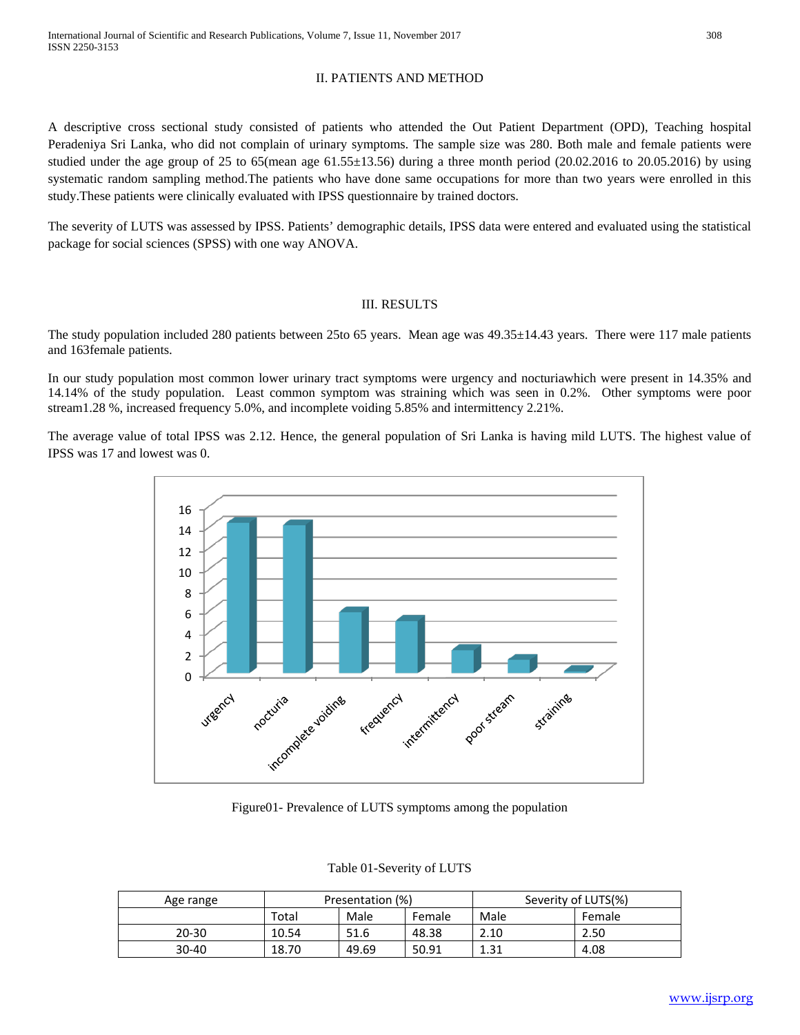## II. PATIENTS AND METHOD

A descriptive cross sectional study consisted of patients who attended the Out Patient Department (OPD), Teaching hospital Peradeniya Sri Lanka, who did not complain of urinary symptoms. The sample size was 280. Both male and female patients were studied under the age group of 25 to 65(mean age 61.55±13.56) during a three month period (20.02.2016 to 20.05.2016) by using systematic random sampling method.The patients who have done same occupations for more than two years were enrolled in this study.These patients were clinically evaluated with IPSS questionnaire by trained doctors.

The severity of LUTS was assessed by IPSS. Patients' demographic details, IPSS data were entered and evaluated using the statistical package for social sciences (SPSS) with one way ANOVA.

## III. RESULTS

The study population included 280 patients between 25to 65 years. Mean age was 49.35±14.43 years. There were 117 male patients and 163female patients.

In our study population most common lower urinary tract symptoms were urgency and nocturiawhich were present in 14.35% and 14.14% of the study population. Least common symptom was straining which was seen in 0.2%. Other symptoms were poor stream1.28 %, increased frequency 5.0%, and incomplete voiding 5.85% and intermittency 2.21%.

The average value of total IPSS was 2.12. Hence, the general population of Sri Lanka is having mild LUTS. The highest value of IPSS was 17 and lowest was 0.

Figure01- Prevalence of LUTS symptoms among the population

Table 01-Severity of LUTS

| Age range | Presentation (%) | | | Severity of LUTS(%) | |
|---|---|---|---|---|---|
| | Total | Male | Female | Male | Female |
| 20-30 | 10.54 | 51.6 | 48.38 | 2.10 | 2.50 |
| 30-40 | 18.70 | 49.69 | 50.91 | 1.31 | 4.08 |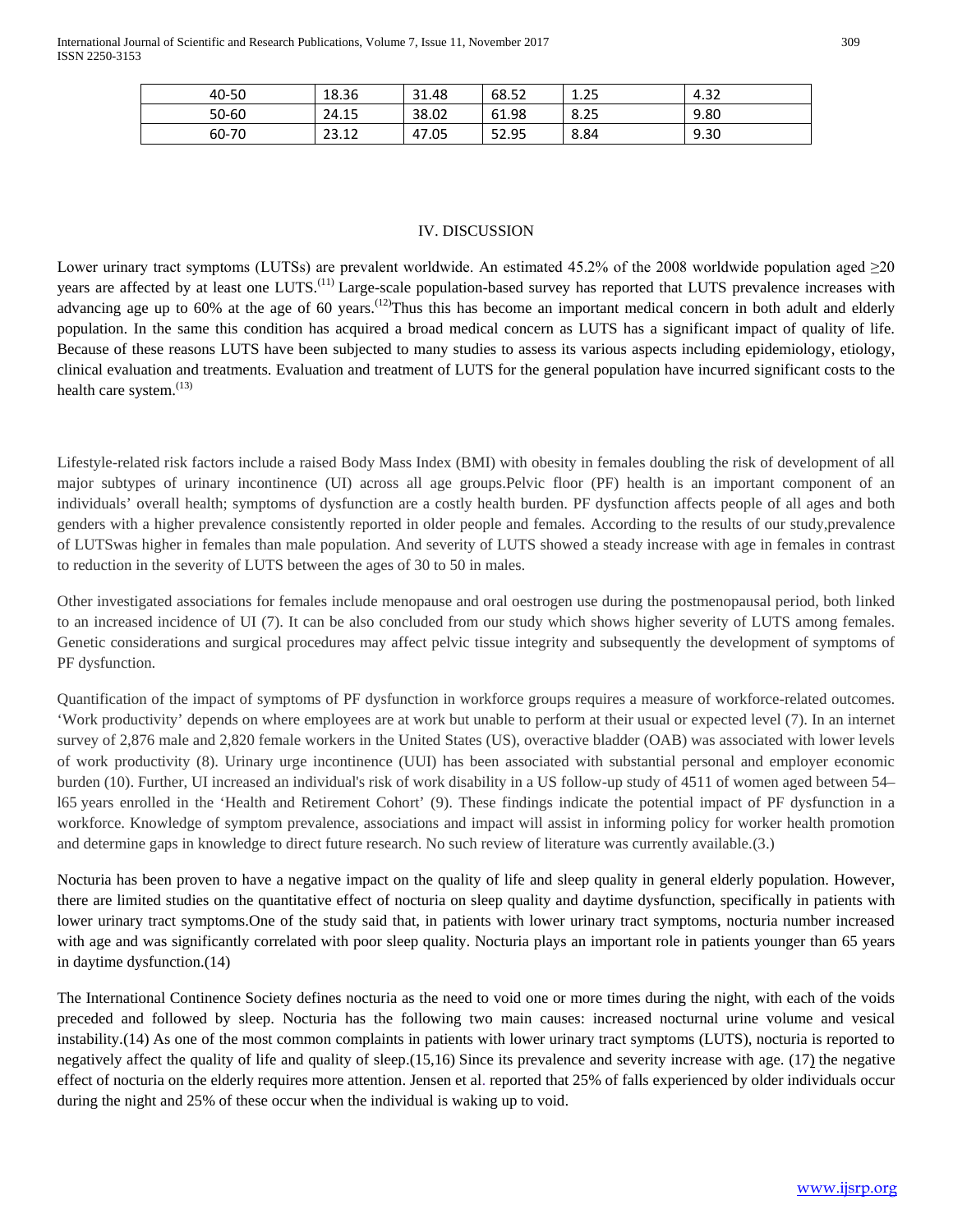| 40-50 | 18.36 | 31.48 | 68.52 | 1.25 | 4.32 |
|---|---|---|---|---|---|
| 50-60 | 24.15 | 38.02 | 61.98 | 8.25 | 9.80 |
| 60-70 | 23.12 | 47.05 | 52.95 | 8.84 | 9.30 |

## IV. DISCUSSION

Lower urinary tract symptoms (LUTSs) are prevalent worldwide. An estimated 45.2% of the 2008 worldwide population aged ≥20 years are affected by at least one LUTS.[11] Large-scale population-based survey has reported that LUTS prevalence increases with advancing age up to 60% at the age of 60 years.[12]Thus this has become an important medical concern in both adult and elderly population. In the same this condition has acquired a broad medical concern as LUTS has a significant impact of quality of life. Because of these reasons LUTS have been subjected to many studies to assess its various aspects including epidemiology, etiology, clinical evaluation and treatments. Evaluation and treatment of LUTS for the general population have incurred significant costs to the health care system.[13]

Lifestyle-related risk factors include a raised Body Mass Index (BMI) with obesity in females doubling the risk of development of all major subtypes of urinary incontinence (UI) across all age groups.Pelvic floor (PF) health is an important component of an individuals' overall health; symptoms of dysfunction are a costly health burden. PF dysfunction affects people of all ages and both genders with a higher prevalence consistently reported in older people and females. According to the results of our study,prevalence of LUTSwas higher in females than male population. And severity of LUTS showed a steady increase with age in females in contrast to reduction in the severity of LUTS between the ages of 30 to 50 in males.

Other investigated associations for females include menopause and oral oestrogen use during the postmenopausal period, both linked to an increased incidence of UI (7). It can be also concluded from our study which shows higher severity of LUTS among females. Genetic considerations and surgical procedures may affect pelvic tissue integrity and subsequently the development of symptoms of PF dysfunction.

Quantification of the impact of symptoms of PF dysfunction in workforce groups requires a measure of workforce-related outcomes. 'Work productivity' depends on where employees are at work but unable to perform at their usual or expected level (7). In an internet survey of 2,876 male and 2,820 female workers in the United States (US), overactive bladder (OAB) was associated with lower levels of work productivity (8). Urinary urge incontinence (UUI) has been associated with substantial personal and employer economic burden (10). Further, UI increased an individual's risk of work disability in a US follow-up study of 4511 of women aged between 54–l65 years enrolled in the 'Health and Retirement Cohort' (9). These findings indicate the potential impact of PF dysfunction in a workforce. Knowledge of symptom prevalence, associations and impact will assist in informing policy for worker health promotion and determine gaps in knowledge to direct future research. No such review of literature was currently available.(3.)

Nocturia has been proven to have a negative impact on the quality of life and sleep quality in general elderly population. However, there are limited studies on the quantitative effect of nocturia on sleep quality and daytime dysfunction, specifically in patients with lower urinary tract symptoms.One of the study said that, in patients with lower urinary tract symptoms, nocturia number increased with age and was significantly correlated with poor sleep quality. Nocturia plays an important role in patients younger than 65 years in daytime dysfunction.(14)

The International Continence Society defines nocturia as the need to void one or more times during the night, with each of the voids preceded and followed by sleep. Nocturia has the following two main causes: increased nocturnal urine volume and vesical instability.(14) As one of the most common complaints in patients with lower urinary tract symptoms (LUTS), nocturia is reported to negatively affect the quality of life and quality of sleep.(15,16) Since its prevalence and severity increase with age. (17) the negative effect of nocturia on the elderly requires more attention. Jensen et al. reported that 25% of falls experienced by older individuals occur during the night and 25% of these occur when the individual is waking up to void.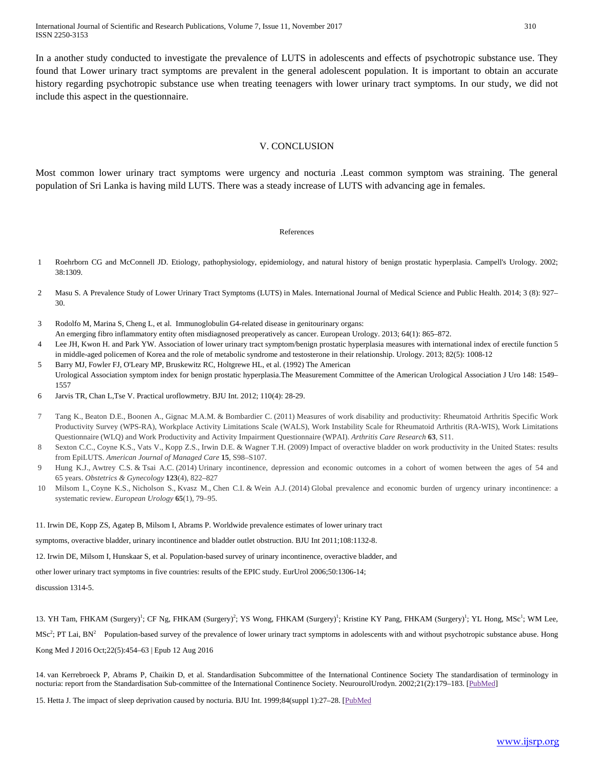In a another study conducted to investigate the prevalence of LUTS in adolescents and effects of psychotropic substance use. They found that Lower urinary tract symptoms are prevalent in the general adolescent population. It is important to obtain an accurate history regarding psychotropic substance use when treating teenagers with lower urinary tract symptoms. In our study, we did not include this aspect in the questionnaire.

## V. CONCLUSION

Most common lower urinary tract symptoms were urgency and nocturia .Least common symptom was straining. The general population of Sri Lanka is having mild LUTS. There was a steady increase of LUTS with advancing age in females.

### References

1 Roehrborn CG and McConnell JD. Etiology, pathophysiology, epidemiology, and natural history of benign prostatic hyperplasia. Campell's Urology. 2002; 38:1309.

2 Masu S. A Prevalence Study of Lower Urinary Tract Symptoms (LUTS) in Males. International Journal of Medical Science and Public Health. 2014; 3 (8): 927–30.

3 Rodolfo M, Marina S, Cheng L, et al. Immunoglobulin G4-related disease in genitourinary organs: An emerging fibro inflammatory entity often misdiagnosed preoperatively as cancer. European Urology. 2013; 64(1): 865–872.

4 Lee JH, Kwon H. and Park YW. Association of lower urinary tract symptom/benign prostatic hyperplasia measures with international index of erectile function 5 in middle-aged policemen of Korea and the role of metabolic syndrome and testosterone in their relationship. Urology. 2013; 82(5): 1008-12

5 Barry MJ, Fowler FJ, O'Leary MP, Bruskewitz RC, Holtgrewe HL, et al. (1992) The American Urological Association symptom index for benign prostatic hyperplasia.The Measurement Committee of the American Urological Association J Uro 148: 1549–1557

6 Jarvis TR, Chan L,Tse V. Practical uroflowmetry. BJU Int. 2012; 110(4): 28-29.

7 Tang K., Beaton D.E., Boonen A., Gignac M.A.M. & Bombardier C. (2011) Measures of work disability and productivity: Rheumatoid Arthritis Specific Work Productivity Survey (WPS-RA), Workplace Activity Limitations Scale (WALS), Work Instability Scale for Rheumatoid Arthritis (RA-WIS), Work Limitations Questionnaire (WLQ) and Work Productivity and Activity Impairment Questionnaire (WPAI). *Arthritis Care Research* **63**, S11.

8 Sexton C.C., Coyne K.S., Vats V., Kopp Z.S., Irwin D.E. & Wagner T.H. (2009) Impact of overactive bladder on work productivity in the United States: results from EpiLUTS. *American Journal of Managed Care* **15**, S98–S107.

9 Hung K.J., Awtrey C.S. & Tsai A.C. (2014) Urinary incontinence, depression and economic outcomes in a cohort of women between the ages of 54 and 65 years. *Obstetrics & Gynecology* **123**(4), 822–827

10 Milsom I., Coyne K.S., Nicholson S., Kvasz M., Chen C.I. & Wein A.J. (2014) Global prevalence and economic burden of urgency urinary incontinence: a systematic review. *European Urology* **65**(1), 79–95.

11. Irwin DE, Kopp ZS, Agatep B, Milsom I, Abrams P. Worldwide prevalence estimates of lower urinary tract symptoms, overactive bladder, urinary incontinence and bladder outlet obstruction. BJU Int 2011;108:1132-8.

12. Irwin DE, Milsom I, Hunskaar S, et al. Population-based survey of urinary incontinence, overactive bladder, and other lower urinary tract symptoms in five countries: results of the EPIC study. EurUrol 2006;50:1306-14; discussion 1314-5.

13. YH Tam, FHKAM (Surgery)[1]; CF Ng, FHKAM (Surgery)[2]; YS Wong, FHKAM (Surgery)[1]; Kristine KY Pang, FHKAM (Surgery)[1]; YL Hong, MSc[1]; WM Lee, MSc[2]; PT Lai, BN[2] Population-based survey of the prevalence of lower urinary tract symptoms in adolescents with and without psychotropic substance abuse. Hong Kong Med J 2016 Oct;22(5):454–63 | Epub 12 Aug 2016

14. van Kerrebroeck P, Abrams P, Chaikin D, et al. Standardisation Subcommittee of the International Continence Society The standardisation of terminology in nocturia: report from the Standardisation Sub-committee of the International Continence Society. NeurourolUrodyn. 2002;21(2):179–183. [PubMed]

15. Hetta J. The impact of sleep deprivation caused by nocturia. BJU Int. 1999;84(suppl 1):27–28. [PubMed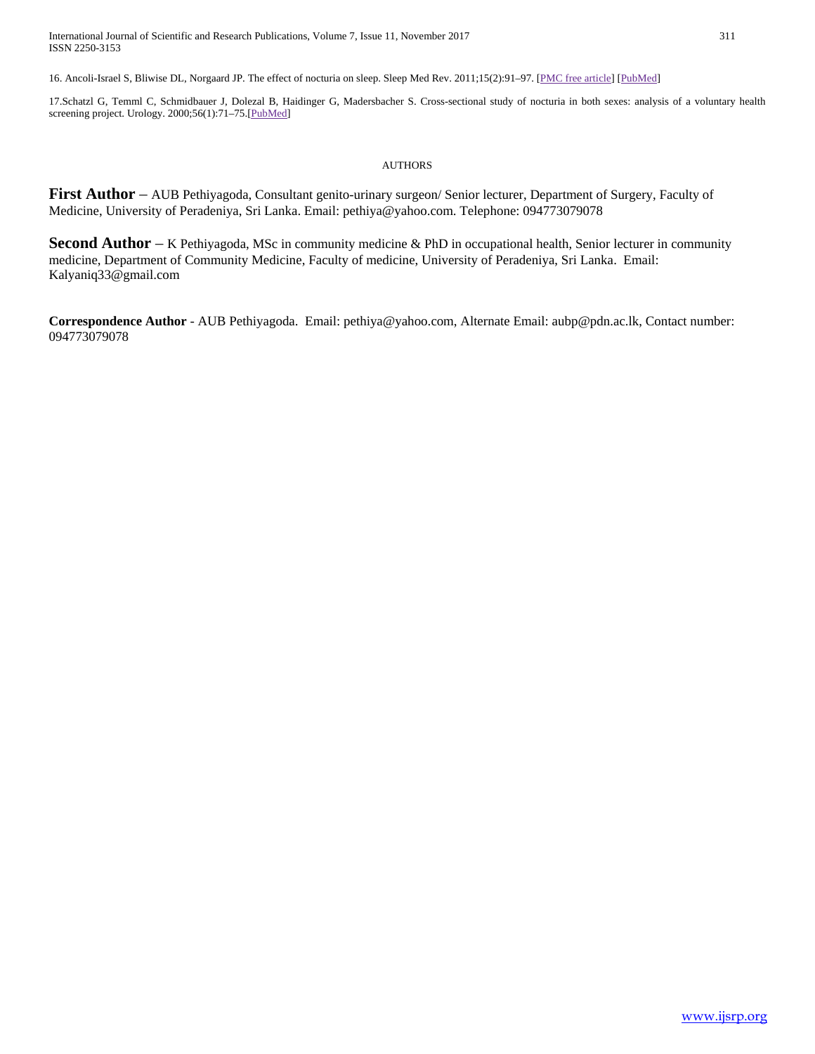16. Ancoli-Israel S, Bliwise DL, Norgaard JP. The effect of nocturia on sleep. Sleep Med Rev. 2011;15(2):91–97. [PMC free article] [PubMed]

17.Schatzl G, Temml C, Schmidbauer J, Dolezal B, Haidinger G, Madersbacher S. Cross-sectional study of nocturia in both sexes: analysis of a voluntary health screening project. Urology. 2000;56(1):71–75.[PubMed]

## AUTHORS

**First Author** – AUB Pethiyagoda, Consultant genito-urinary surgeon/ Senior lecturer, Department of Surgery, Faculty of Medicine, University of Peradeniya, Sri Lanka. Email: pethiya@yahoo.com. Telephone: 094773079078

**Second Author** – K Pethiyagoda, MSc in community medicine & PhD in occupational health, Senior lecturer in community medicine, Department of Community Medicine, Faculty of medicine, University of Peradeniya, Sri Lanka. Email: Kalyaniq33@gmail.com

**Correspondence Author** - AUB Pethiyagoda. Email: pethiya@yahoo.com, Alternate Email: aubp@pdn.ac.lk, Contact number: 094773079078